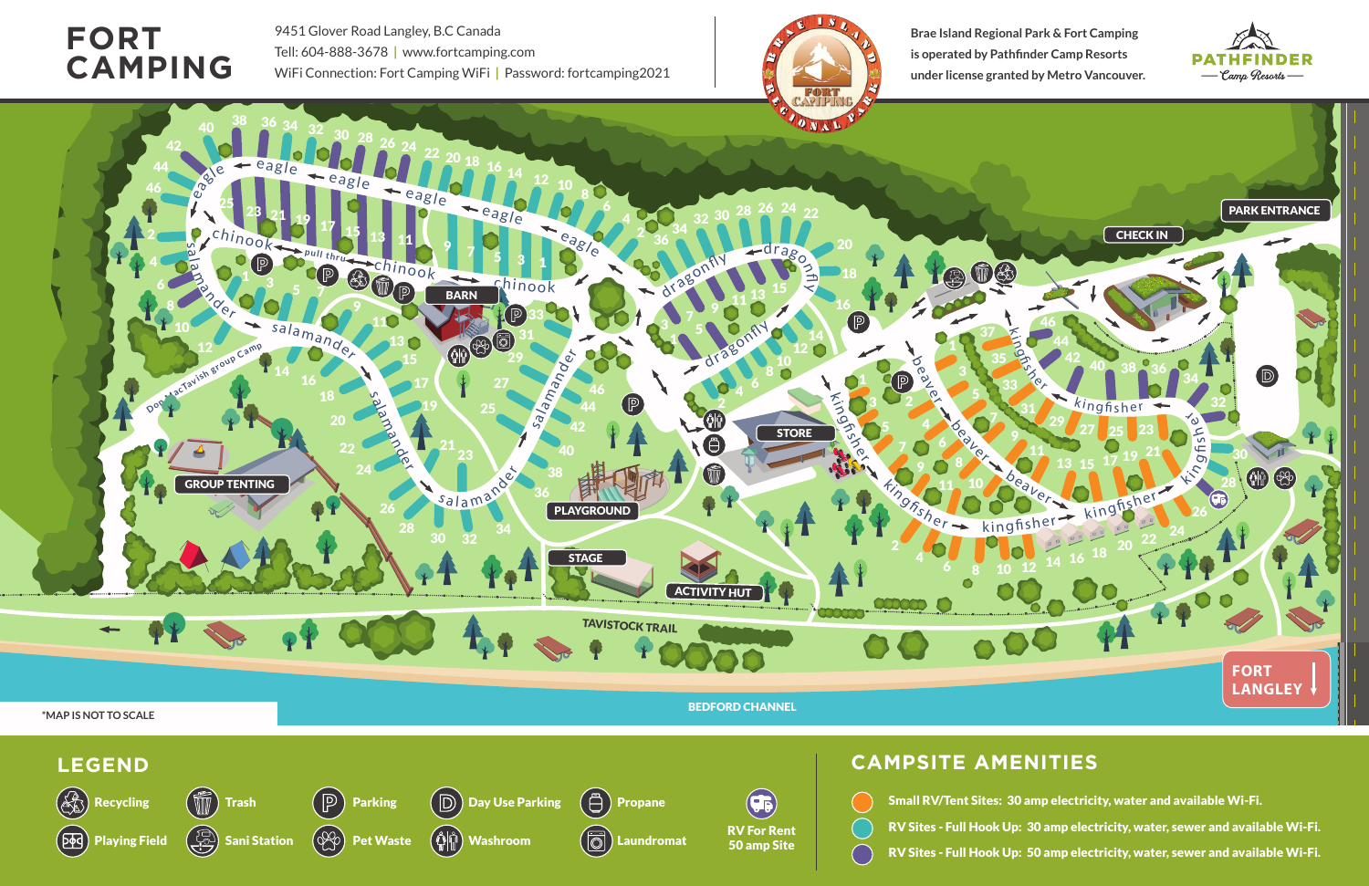# FORT CAMPING

9451 Glover Road Langley, B.C Canada
Tell: 604-888-3678 | www.fortcamping.com
WiFi Connection: Fort Camping WiFi | Password: fortcamping2021

Brae Island Regional Park & Fort Camping is operated by Pathfinder Camp Resorts under license granted by Metro Vancouver.

PATHFINDER — Camp Resorts —

PARK ENTRANCE

CHECK IN

BARN

STORE

PLAYGROUND

STAGE

ACTIVITY HUT

GROUP TENTING

Don MacTavish group Camp

TAVISTOCK TRAIL

BEDFORD CHANNEL

FORT LANGLEY

*MAP IS NOT TO SCALE

## LEGEND

- Recycling
- Trash
- Parking
- Day Use Parking
- Propane
- Playing Field
- Sani Station
- Pet Waste
- Washroom
- Laundromat
- RV For Rent 50 amp Site

## CAMPSITE AMENITIES

- **Small RV/Tent Sites: 30 amp electricity, water and available Wi-Fi.**
- **RV Sites - Full Hook Up: 30 amp electricity, water, sewer and available Wi-Fi.**
- **RV Sites - Full Hook Up: 50 amp electricity, water, sewer and available Wi-Fi.**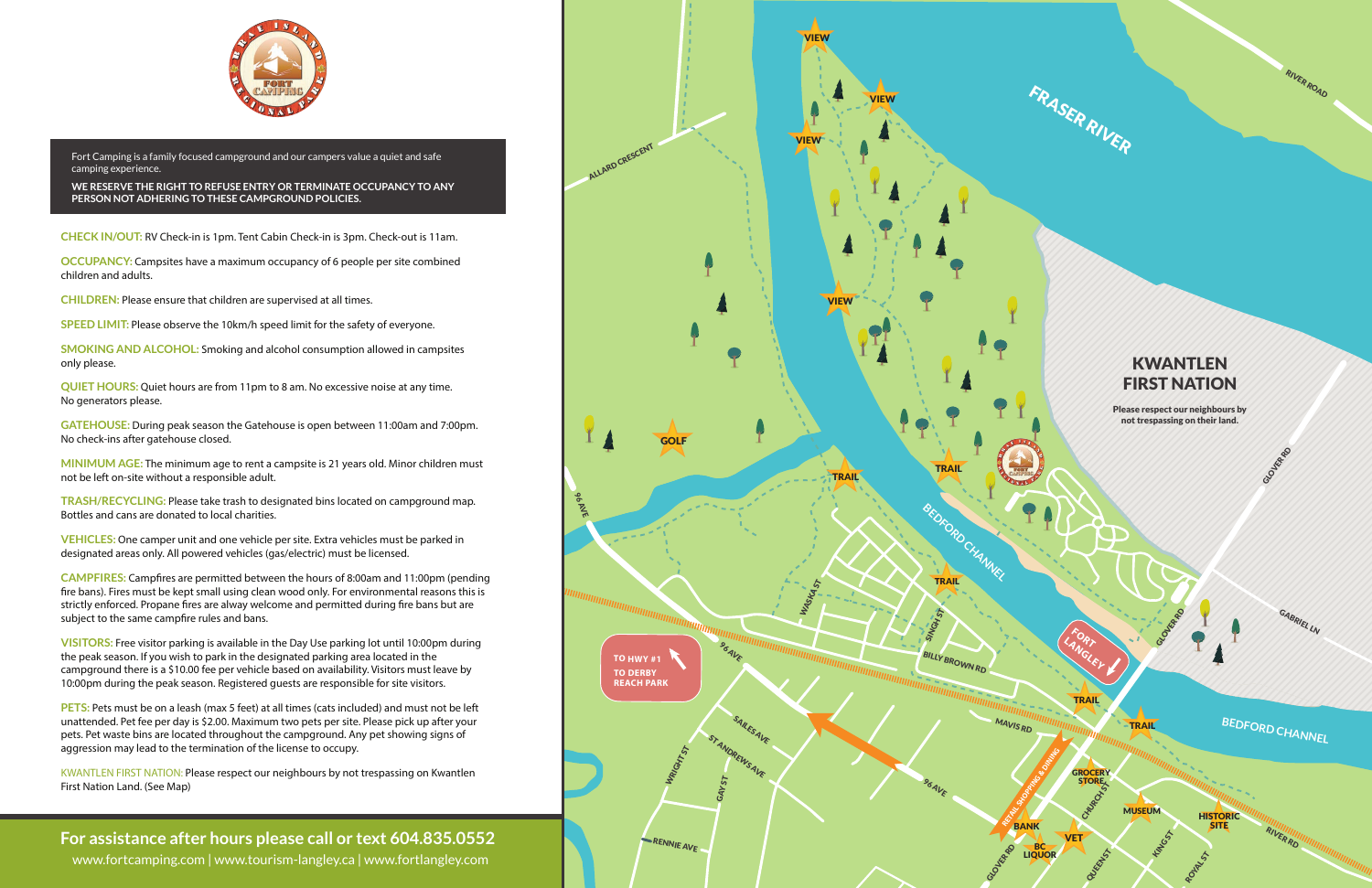Fort Camping is a family focused campground and our campers value a quiet and safe camping experience.

**WE RESERVE THE RIGHT TO REFUSE ENTRY OR TERMINATE OCCUPANCY TO ANY PERSON NOT ADHERING TO THESE CAMPGROUND POLICIES.**

**CHECK IN/OUT:** RV Check-in is 1pm. Tent Cabin Check-in is 3pm. Check-out is 11am.

**OCCUPANCY:** Campsites have a maximum occupancy of 6 people per site combined children and adults.

**CHILDREN:** Please ensure that children are supervised at all times.

**SPEED LIMIT:** Please observe the 10km/h speed limit for the safety of everyone.

**SMOKING AND ALCOHOL:** Smoking and alcohol consumption allowed in campsites only please.

**QUIET HOURS:** Quiet hours are from 11pm to 8 am. No excessive noise at any time. No generators please.

**GATEHOUSE:** During peak season the Gatehouse is open between 11:00am and 7:00pm. No check-ins after gatehouse closed.

**MINIMUM AGE:** The minimum age to rent a campsite is 21 years old. Minor children must not be left on-site without a responsible adult.

**TRASH/RECYCLING:** Please take trash to designated bins located on campground map. Bottles and cans are donated to local charities.

**VEHICLES:** One camper unit and one vehicle per site. Extra vehicles must be parked in designated areas only. All powered vehicles (gas/electric) must be licensed.

**CAMPFIRES:** Campfires are permitted between the hours of 8:00am and 11:00pm (pending fire bans). Fires must be kept small using clean wood only. For environmental reasons this is strictly enforced. Propane fires are alway welcome and permitted during fire bans but are subject to the same campfire rules and bans.

**VISITORS:** Free visitor parking is available in the Day Use parking lot until 10:00pm during the peak season. If you wish to park in the designated parking area located in the campground there is a $10.00 fee per vehicle based on availability. Visitors must leave by 10:00pm during the peak season. Registered guests are responsible for site visitors.

**PETS:** Pets must be on a leash (max 5 feet) at all times (cats included) and must not be left unattended. Pet fee per day is $2.00. Maximum two pets per site. Please pick up after your pets. Pet waste bins are located throughout the campground. Any pet showing signs of aggression may lead to the termination of the license to occupy.

KWANTLEN FIRST NATION: Please respect our neighbours by not trespassing on Kwantlen First Nation Land. (See Map)

**For assistance after hours please call or text 604.835.0552**

www.fortcamping.com | www.tourism-langley.ca | www.fortlangley.com

FRASER RIVER

RIVER ROAD

ALLARD CRESCENT

VIEW

VIEW

VIEW

VIEW

GOLF

TRAIL

TRAIL

TRAIL

TRAIL

TRAIL

96 AVE

BEDFORD CHANNEL

KWANTLEN FIRST NATION

Please respect our neighbours by not trespassing on their land.

GLOVER RD

GABRIEL LN

FORT LANGLEY

WASKA ST

SINGH ST

BILLY BROWN RD

TO HWY #1
TO DERBY REACH PARK

96 AVE

MAVIS RD

SAILES AVE

ST ANDREWS AVE

WRIGHT ST

GAY ST

96 AVE

RETAIL SHOPPING & DINING

GROCERY STORE

CHURCH ST

MUSEUM

HISTORIC SITE

BANK

VET

BC LIQUOR

RENNIE AVE

GLOVER RD

QUEEN ST

KING ST

ROYAL ST

RIVER RD